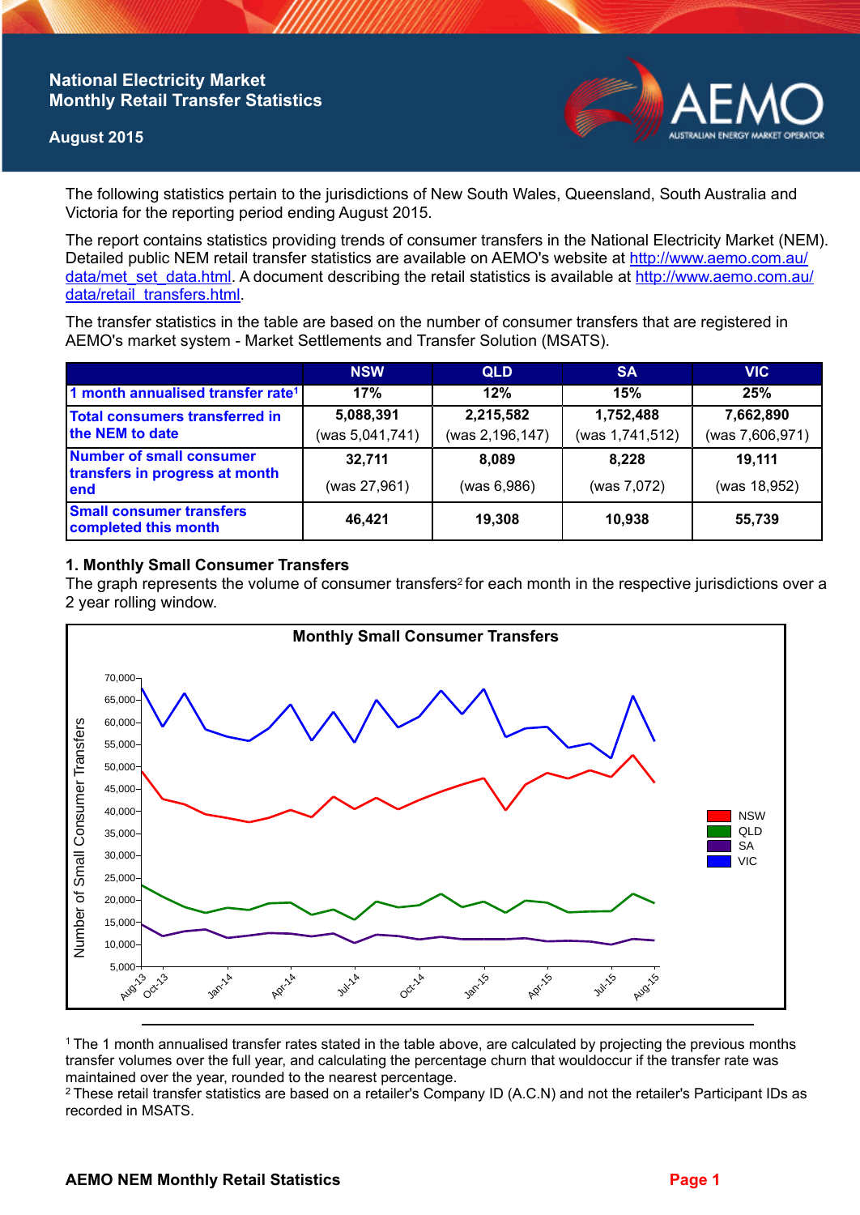# National Electricity Market Monthly Retail Transfer Statistics

**August 2015**

The following statistics pertain to the jurisdictions of New South Wales, Queensland, South Australia and Victoria for the reporting period ending August 2015.

The report contains statistics providing trends of consumer transfers in the National Electricity Market (NEM). Detailed public NEM retail transfer statistics are available on AEMO's website at http://www.aemo.com.au/data/met_set_data.html. A document describing the retail statistics is available at http://www.aemo.com.au/data/retail_transfers.html.

The transfer statistics in the table are based on the number of consumer transfers that are registered in AEMO's market system - Market Settlements and Transfer Solution (MSATS).

| | NSW | QLD | SA | VIC |
|---|---|---|---|---|
| **1 month annualised transfer rate[1]** | **17%** | **12%** | **15%** | **25%** |
| **Total consumers transferred in the NEM to date** | **5,088,391** (was 5,041,741) | **2,215,582** (was 2,196,147) | **1,752,488** (was 1,741,512) | **7,662,890** (was 7,606,971) |
| **Number of small consumer transfers in progress at month end** | **32,711** (was 27,961) | **8,089** (was 6,986) | **8,228** (was 7,072) | **19,111** (was 18,952) |
| **Small consumer transfers completed this month** | **46,421** | **19,308** | **10,938** | **55,739** |

## 1. Monthly Small Consumer Transfers

The graph represents the volume of consumer transfers[2] for each month in the respective jurisdictions over a 2 year rolling window.

Monthly Small Consumer Transfers

Number of Small Consumer Transfers

70,000
65,000
60,000
55,000
50,000
45,000
40,000
35,000
30,000
25,000
20,000
15,000
10,000
5,000

Aug-13, Oct-13, Jan-14, Apr-14, Jul-14, Oct-14, Jan-15, Apr-15, Jul-15, Aug-15

NSW
QLD
SA
VIC

[1] The 1 month annualised transfer rates stated in the table above, are calculated by projecting the previous months transfer volumes over the full year, and calculating the percentage churn that wouldoccur if the transfer rate was maintained over the year, rounded to the nearest percentage.

[2] These retail transfer statistics are based on a retailer's Company ID (A.C.N) and not the retailer's Participant IDs as recorded in MSATS.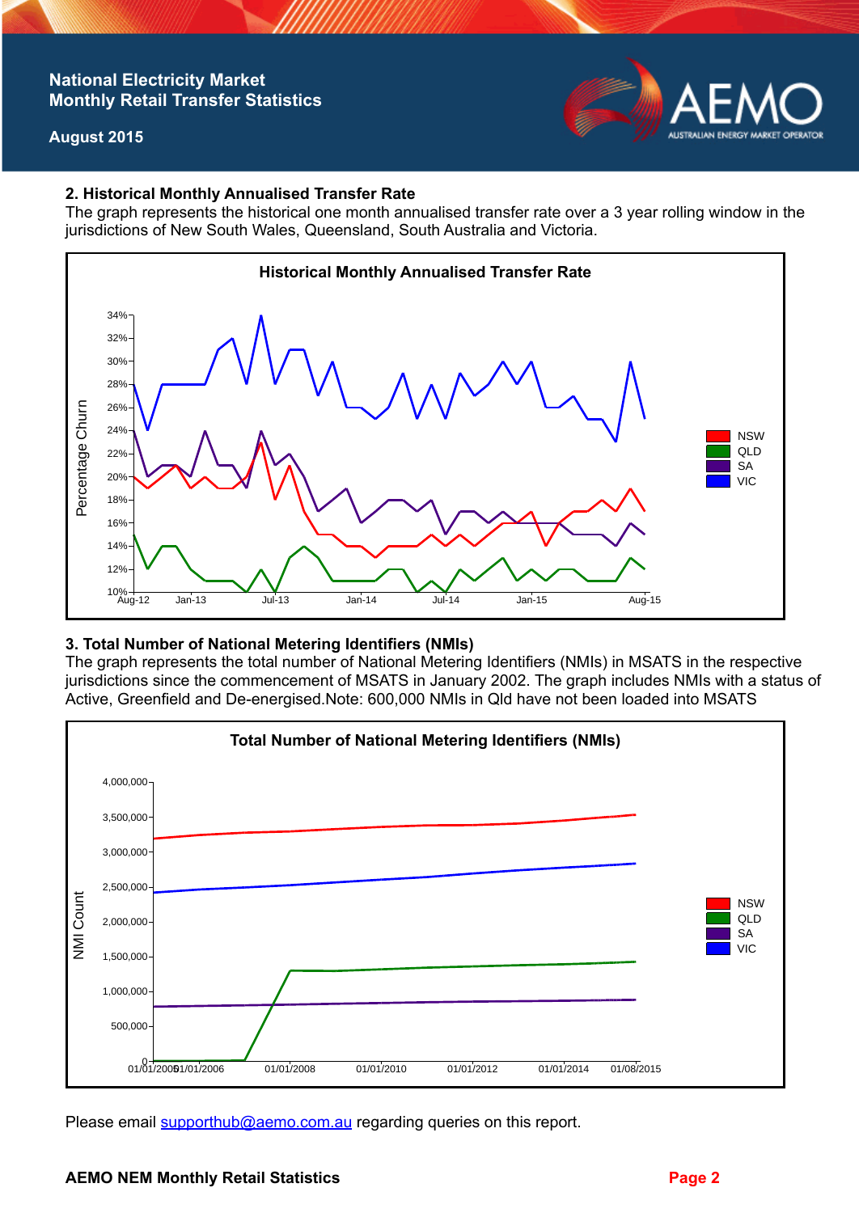## 2. Historical Monthly Annualised Transfer Rate

The graph represents the historical one month annualised transfer rate over a 3 year rolling window in the jurisdictions of New South Wales, Queensland, South Australia and Victoria.

Historical Monthly Annualised Transfer Rate

Percentage Churn

34%
32%
30%
28%
26%
24%
22%
20%
18%
16%
14%
12%
10%

Aug-12 Jan-13 Jul-13 Jan-14 Jul-14 Jan-15 Aug-15

NSW
QLD
SA
VIC

## 3. Total Number of National Metering Identifiers (NMIs)

The graph represents the total number of National Metering Identifiers (NMIs) in MSATS in the respective jurisdictions since the commencement of MSATS in January 2002. The graph includes NMIs with a status of Active, Greenfield and De-energised.Note: 600,000 NMIs in Qld have not been loaded into MSATS

Total Number of National Metering Identifiers (NMIs)

NMI Count

4,000,000
3,500,000
3,000,000
2,500,000
2,000,000
1,500,000
1,000,000
500,000
0

01/01/2005 01/01/2006 01/01/2008 01/01/2010 01/01/2012 01/01/2014 01/08/2015

NSW
QLD
SA
VIC

Please email supporthub@aemo.com.au regarding queries on this report.